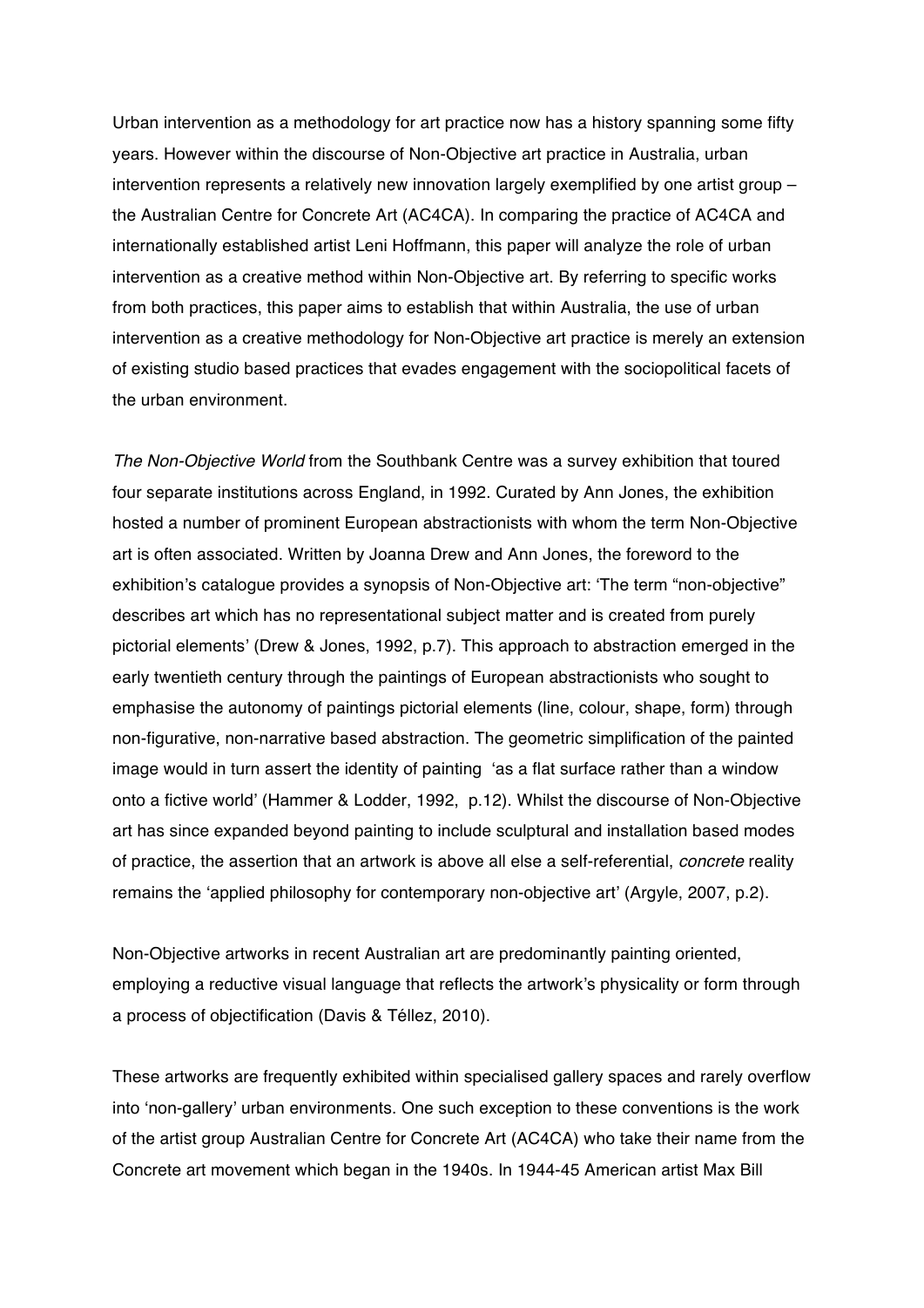Urban intervention as a methodology for art practice now has a history spanning some fifty years. However within the discourse of Non-Objective art practice in Australia, urban intervention represents a relatively new innovation largely exemplified by one artist group – the Australian Centre for Concrete Art (AC4CA). In comparing the practice of AC4CA and internationally established artist Leni Hoffmann, this paper will analyze the role of urban intervention as a creative method within Non-Objective art. By referring to specific works from both practices, this paper aims to establish that within Australia, the use of urban intervention as a creative methodology for Non-Objective art practice is merely an extension of existing studio based practices that evades engagement with the sociopolitical facets of the urban environment.

*The Non-Objective World* from the Southbank Centre was a survey exhibition that toured four separate institutions across England, in 1992. Curated by Ann Jones, the exhibition hosted a number of prominent European abstractionists with whom the term Non-Objective art is often associated. Written by Joanna Drew and Ann Jones, the foreword to the exhibition's catalogue provides a synopsis of Non-Objective art: 'The term "non-objective" describes art which has no representational subject matter and is created from purely pictorial elements' (Drew & Jones, 1992, p.7). This approach to abstraction emerged in the early twentieth century through the paintings of European abstractionists who sought to emphasise the autonomy of paintings pictorial elements (line, colour, shape, form) through non-figurative, non-narrative based abstraction. The geometric simplification of the painted image would in turn assert the identity of painting 'as a flat surface rather than a window onto a fictive world' (Hammer & Lodder, 1992, p.12). Whilst the discourse of Non-Objective art has since expanded beyond painting to include sculptural and installation based modes of practice, the assertion that an artwork is above all else a self-referential, *concrete* reality remains the 'applied philosophy for contemporary non-objective art' (Argyle, 2007, p.2).

Non-Objective artworks in recent Australian art are predominantly painting oriented, employing a reductive visual language that reflects the artwork's physicality or form through a process of objectification (Davis & Téllez, 2010).

These artworks are frequently exhibited within specialised gallery spaces and rarely overflow into 'non-gallery' urban environments. One such exception to these conventions is the work of the artist group Australian Centre for Concrete Art (AC4CA) who take their name from the Concrete art movement which began in the 1940s. In 1944-45 American artist Max Bill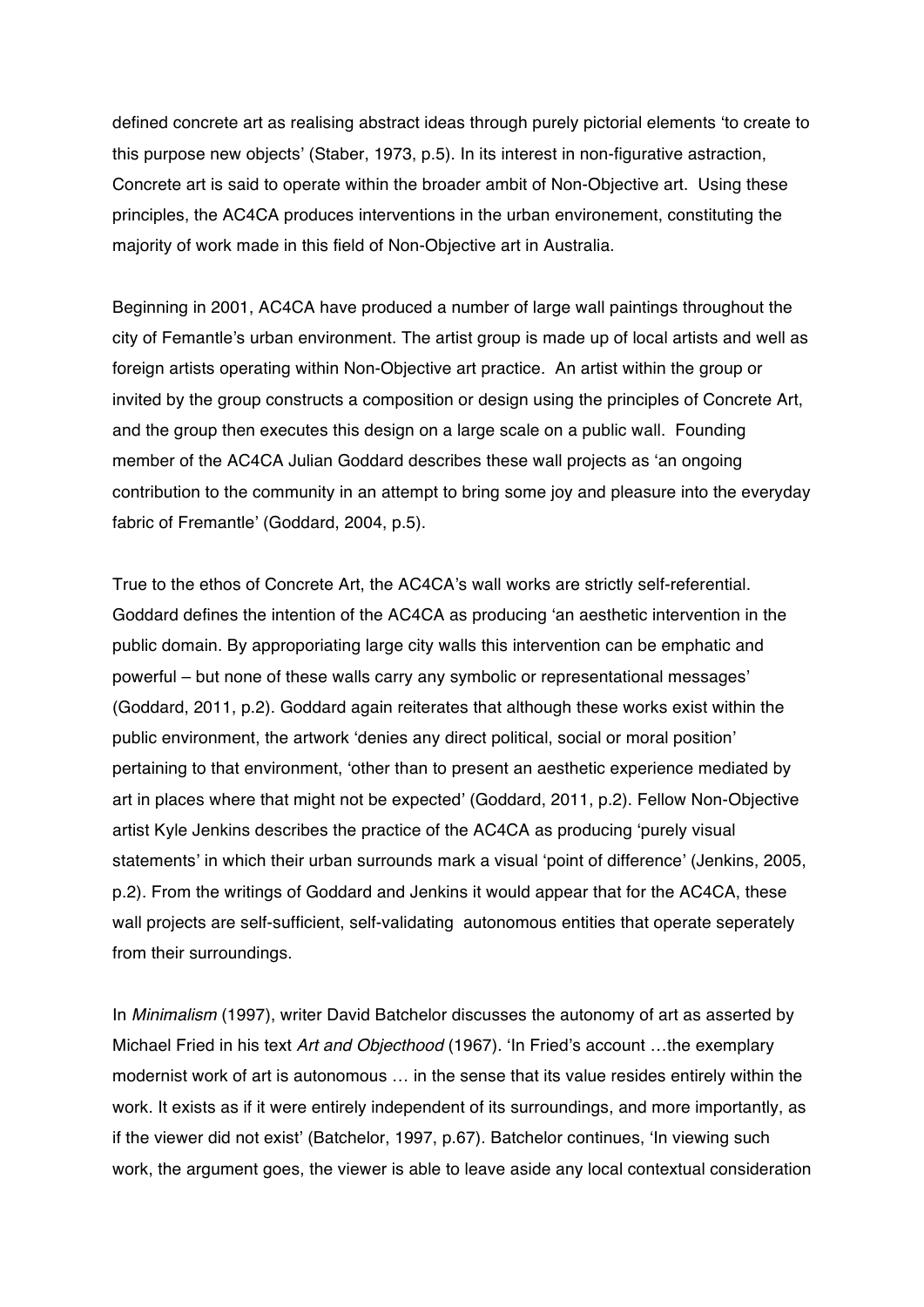defined concrete art as realising abstract ideas through purely pictorial elements 'to create to this purpose new objects' (Staber, 1973, p.5). In its interest in non-figurative astraction, Concrete art is said to operate within the broader ambit of Non-Objective art. Using these principles, the AC4CA produces interventions in the urban environement, constituting the majority of work made in this field of Non-Objective art in Australia.

Beginning in 2001, AC4CA have produced a number of large wall paintings throughout the city of Femantle's urban environment. The artist group is made up of local artists and well as foreign artists operating within Non-Objective art practice. An artist within the group or invited by the group constructs a composition or design using the principles of Concrete Art, and the group then executes this design on a large scale on a public wall. Founding member of the AC4CA Julian Goddard describes these wall projects as 'an ongoing contribution to the community in an attempt to bring some joy and pleasure into the everyday fabric of Fremantle' (Goddard, 2004, p.5).

True to the ethos of Concrete Art, the AC4CA's wall works are strictly self-referential. Goddard defines the intention of the AC4CA as producing 'an aesthetic intervention in the public domain. By approporiating large city walls this intervention can be emphatic and powerful – but none of these walls carry any symbolic or representational messages' (Goddard, 2011, p.2). Goddard again reiterates that although these works exist within the public environment, the artwork 'denies any direct political, social or moral position' pertaining to that environment, 'other than to present an aesthetic experience mediated by art in places where that might not be expected' (Goddard, 2011, p.2). Fellow Non-Objective artist Kyle Jenkins describes the practice of the AC4CA as producing 'purely visual statements' in which their urban surrounds mark a visual 'point of difference' (Jenkins, 2005, p.2). From the writings of Goddard and Jenkins it would appear that for the AC4CA, these wall projects are self-sufficient, self-validating autonomous entities that operate seperately from their surroundings.

In *Minimalism* (1997), writer David Batchelor discusses the autonomy of art as asserted by Michael Fried in his text *Art and Objecthood* (1967). 'In Fried's account …the exemplary modernist work of art is autonomous … in the sense that its value resides entirely within the work. It exists as if it were entirely independent of its surroundings, and more importantly, as if the viewer did not exist' (Batchelor, 1997, p.67). Batchelor continues, 'In viewing such work, the argument goes, the viewer is able to leave aside any local contextual consideration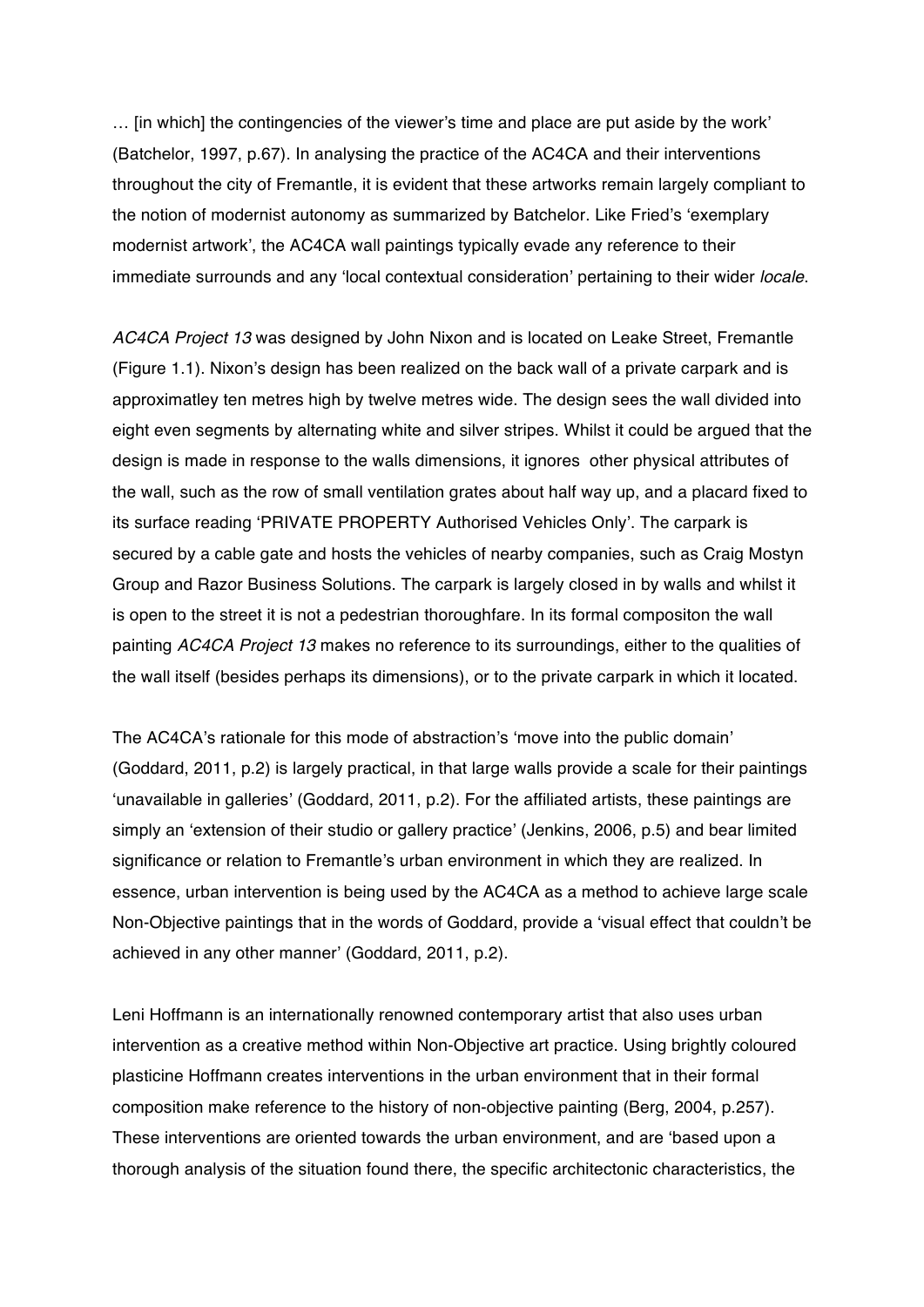… [in which] the contingencies of the viewer's time and place are put aside by the work' (Batchelor, 1997, p.67). In analysing the practice of the AC4CA and their interventions throughout the city of Fremantle, it is evident that these artworks remain largely compliant to the notion of modernist autonomy as summarized by Batchelor. Like Fried's 'exemplary modernist artwork', the AC4CA wall paintings typically evade any reference to their immediate surrounds and any 'local contextual consideration' pertaining to their wider *locale*.

*AC4CA Project 13* was designed by John Nixon and is located on Leake Street, Fremantle (Figure 1.1). Nixon's design has been realized on the back wall of a private carpark and is approximatley ten metres high by twelve metres wide. The design sees the wall divided into eight even segments by alternating white and silver stripes. Whilst it could be argued that the design is made in response to the walls dimensions, it ignores other physical attributes of the wall, such as the row of small ventilation grates about half way up, and a placard fixed to its surface reading 'PRIVATE PROPERTY Authorised Vehicles Only'. The carpark is secured by a cable gate and hosts the vehicles of nearby companies, such as Craig Mostyn Group and Razor Business Solutions. The carpark is largely closed in by walls and whilst it is open to the street it is not a pedestrian thoroughfare. In its formal compositon the wall painting *AC4CA Project 13* makes no reference to its surroundings, either to the qualities of the wall itself (besides perhaps its dimensions), or to the private carpark in which it located.

The AC4CA's rationale for this mode of abstraction's 'move into the public domain' (Goddard, 2011, p.2) is largely practical, in that large walls provide a scale for their paintings 'unavailable in galleries' (Goddard, 2011, p.2). For the affiliated artists, these paintings are simply an 'extension of their studio or gallery practice' (Jenkins, 2006, p.5) and bear limited significance or relation to Fremantle's urban environment in which they are realized. In essence, urban intervention is being used by the AC4CA as a method to achieve large scale Non-Objective paintings that in the words of Goddard, provide a 'visual effect that couldn't be achieved in any other manner' (Goddard, 2011, p.2).

Leni Hoffmann is an internationally renowned contemporary artist that also uses urban intervention as a creative method within Non-Objective art practice. Using brightly coloured plasticine Hoffmann creates interventions in the urban environment that in their formal composition make reference to the history of non-objective painting (Berg, 2004, p.257). These interventions are oriented towards the urban environment, and are 'based upon a thorough analysis of the situation found there, the specific architectonic characteristics, the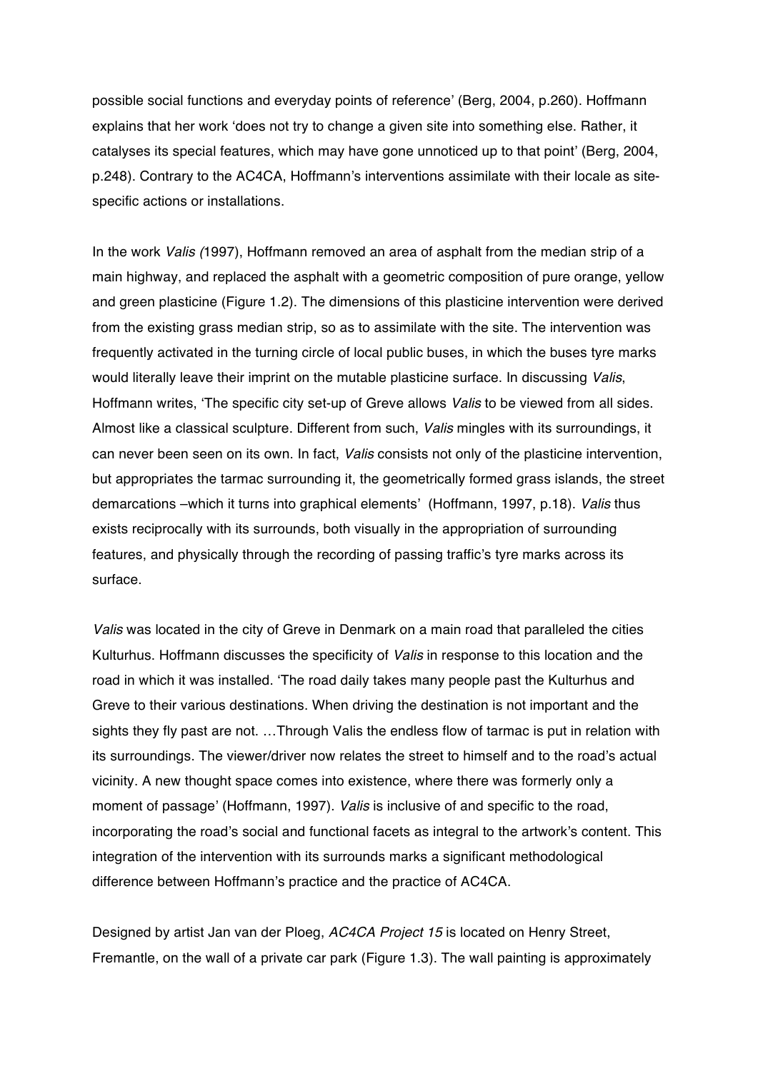possible social functions and everyday points of reference' (Berg, 2004, p.260). Hoffmann explains that her work 'does not try to change a given site into something else. Rather, it catalyses its special features, which may have gone unnoticed up to that point' (Berg, 2004, p.248). Contrary to the AC4CA, Hoffmann's interventions assimilate with their locale as site-specific actions or installations.

In the work *Valis (*1997), Hoffmann removed an area of asphalt from the median strip of a main highway, and replaced the asphalt with a geometric composition of pure orange, yellow and green plasticine (Figure 1.2). The dimensions of this plasticine intervention were derived from the existing grass median strip, so as to assimilate with the site. The intervention was frequently activated in the turning circle of local public buses, in which the buses tyre marks would literally leave their imprint on the mutable plasticine surface. In discussing *Valis*, Hoffmann writes, 'The specific city set-up of Greve allows *Valis* to be viewed from all sides. Almost like a classical sculpture. Different from such, *Valis* mingles with its surroundings, it can never been seen on its own. In fact, *Valis* consists not only of the plasticine intervention, but appropriates the tarmac surrounding it, the geometrically formed grass islands, the street demarcations –which it turns into graphical elements' (Hoffmann, 1997, p.18). *Valis* thus exists reciprocally with its surrounds, both visually in the appropriation of surrounding features, and physically through the recording of passing traffic's tyre marks across its surface.

*Valis* was located in the city of Greve in Denmark on a main road that paralleled the cities Kulturhus. Hoffmann discusses the specificity of *Valis* in response to this location and the road in which it was installed. 'The road daily takes many people past the Kulturhus and Greve to their various destinations. When driving the destination is not important and the sights they fly past are not. …Through Valis the endless flow of tarmac is put in relation with its surroundings. The viewer/driver now relates the street to himself and to the road's actual vicinity. A new thought space comes into existence, where there was formerly only a moment of passage' (Hoffmann, 1997). *Valis* is inclusive of and specific to the road, incorporating the road's social and functional facets as integral to the artwork's content. This integration of the intervention with its surrounds marks a significant methodological difference between Hoffmann's practice and the practice of AC4CA.

Designed by artist Jan van der Ploeg, *AC4CA Project 15* is located on Henry Street, Fremantle, on the wall of a private car park (Figure 1.3). The wall painting is approximately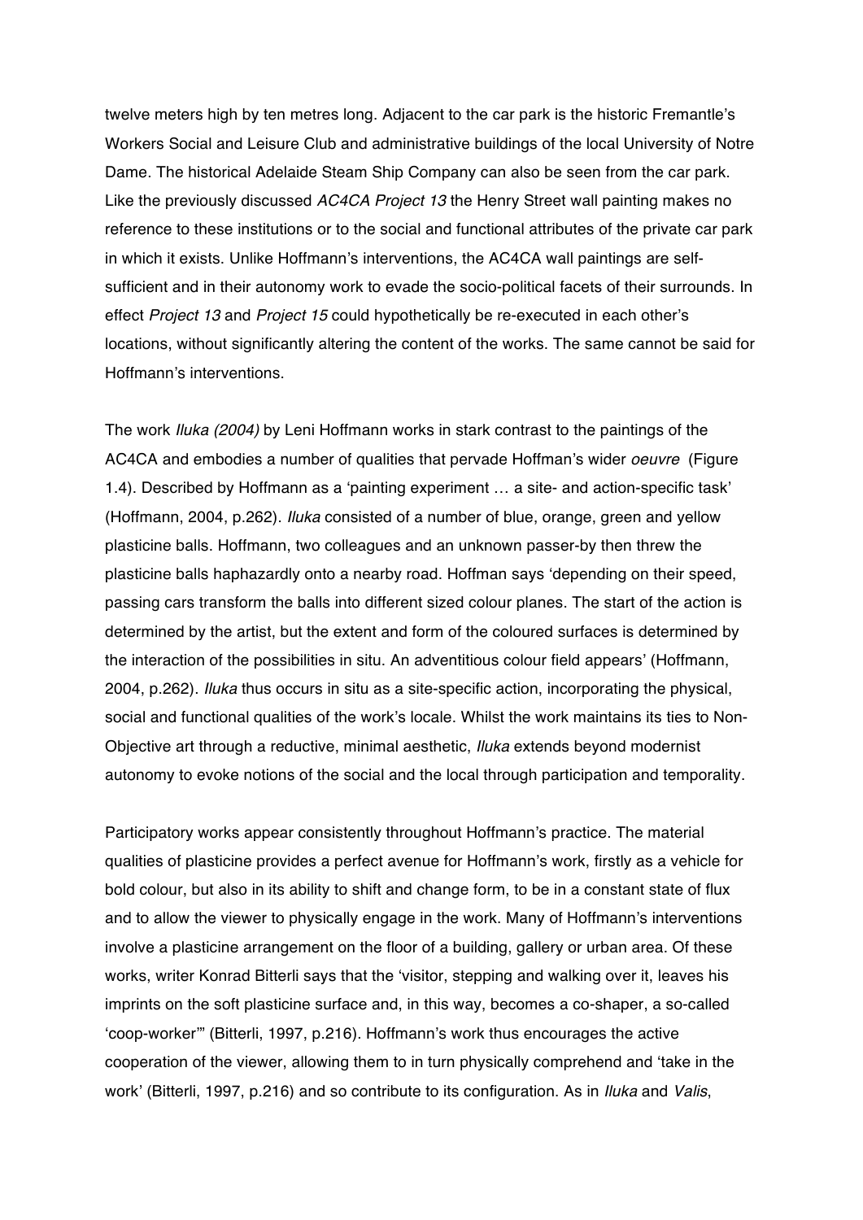twelve meters high by ten metres long. Adjacent to the car park is the historic Fremantle's Workers Social and Leisure Club and administrative buildings of the local University of Notre Dame. The historical Adelaide Steam Ship Company can also be seen from the car park. Like the previously discussed *AC4CA Project 13* the Henry Street wall painting makes no reference to these institutions or to the social and functional attributes of the private car park in which it exists. Unlike Hoffmann's interventions, the AC4CA wall paintings are self-sufficient and in their autonomy work to evade the socio-political facets of their surrounds. In effect *Project 13* and *Project 15* could hypothetically be re-executed in each other's locations, without significantly altering the content of the works. The same cannot be said for Hoffmann's interventions.

The work *Iluka (2004)* by Leni Hoffmann works in stark contrast to the paintings of the AC4CA and embodies a number of qualities that pervade Hoffman's wider *oeuvre* (Figure 1.4). Described by Hoffmann as a 'painting experiment … a site- and action-specific task' (Hoffmann, 2004, p.262). *Iluka* consisted of a number of blue, orange, green and yellow plasticine balls. Hoffmann, two colleagues and an unknown passer-by then threw the plasticine balls haphazardly onto a nearby road. Hoffman says 'depending on their speed, passing cars transform the balls into different sized colour planes. The start of the action is determined by the artist, but the extent and form of the coloured surfaces is determined by the interaction of the possibilities in situ. An adventitious colour field appears' (Hoffmann, 2004, p.262). *Iluka* thus occurs in situ as a site-specific action, incorporating the physical, social and functional qualities of the work's locale. Whilst the work maintains its ties to Non-Objective art through a reductive, minimal aesthetic, *Iluka* extends beyond modernist autonomy to evoke notions of the social and the local through participation and temporality.

Participatory works appear consistently throughout Hoffmann's practice. The material qualities of plasticine provides a perfect avenue for Hoffmann's work, firstly as a vehicle for bold colour, but also in its ability to shift and change form, to be in a constant state of flux and to allow the viewer to physically engage in the work. Many of Hoffmann's interventions involve a plasticine arrangement on the floor of a building, gallery or urban area. Of these works, writer Konrad Bitterli says that the 'visitor, stepping and walking over it, leaves his imprints on the soft plasticine surface and, in this way, becomes a co-shaper, a so-called 'coop-worker'' (Bitterli, 1997, p.216). Hoffmann's work thus encourages the active cooperation of the viewer, allowing them to in turn physically comprehend and 'take in the work' (Bitterli, 1997, p.216) and so contribute to its configuration. As in *Iluka* and *Valis*,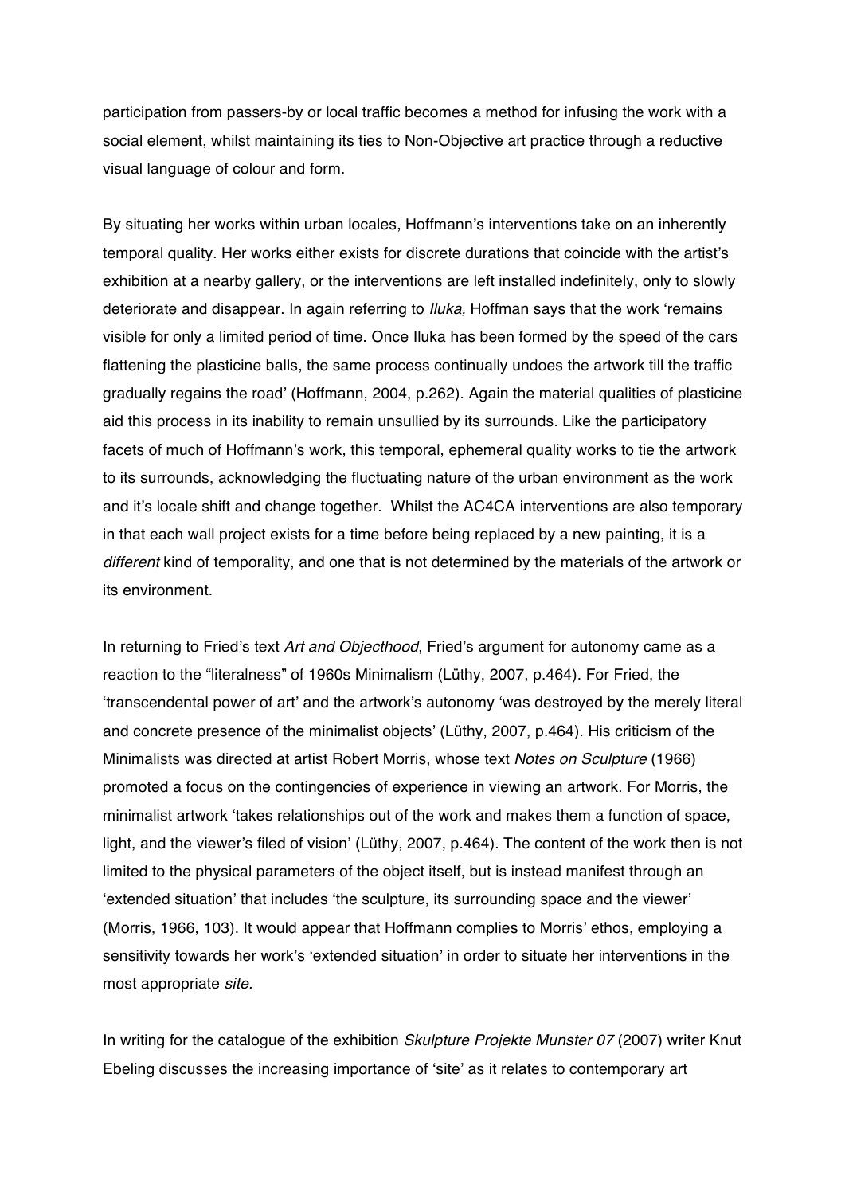participation from passers-by or local traffic becomes a method for infusing the work with a social element, whilst maintaining its ties to Non-Objective art practice through a reductive visual language of colour and form.

By situating her works within urban locales, Hoffmann's interventions take on an inherently temporal quality. Her works either exists for discrete durations that coincide with the artist's exhibition at a nearby gallery, or the interventions are left installed indefinitely, only to slowly deteriorate and disappear. In again referring to *Iluka,* Hoffman says that the work 'remains visible for only a limited period of time. Once Iluka has been formed by the speed of the cars flattening the plasticine balls, the same process continually undoes the artwork till the traffic gradually regains the road' (Hoffmann, 2004, p.262). Again the material qualities of plasticine aid this process in its inability to remain unsullied by its surrounds. Like the participatory facets of much of Hoffmann's work, this temporal, ephemeral quality works to tie the artwork to its surrounds, acknowledging the fluctuating nature of the urban environment as the work and it's locale shift and change together. Whilst the AC4CA interventions are also temporary in that each wall project exists for a time before being replaced by a new painting, it is a *different* kind of temporality, and one that is not determined by the materials of the artwork or its environment.

In returning to Fried's text *Art and Objecthood*, Fried's argument for autonomy came as a reaction to the "literalness" of 1960s Minimalism (Lüthy, 2007, p.464). For Fried, the 'transcendental power of art' and the artwork's autonomy 'was destroyed by the merely literal and concrete presence of the minimalist objects' (Lüthy, 2007, p.464). His criticism of the Minimalists was directed at artist Robert Morris, whose text *Notes on Sculpture* (1966) promoted a focus on the contingencies of experience in viewing an artwork. For Morris, the minimalist artwork 'takes relationships out of the work and makes them a function of space, light, and the viewer's filed of vision' (Lüthy, 2007, p.464). The content of the work then is not limited to the physical parameters of the object itself, but is instead manifest through an 'extended situation' that includes 'the sculpture, its surrounding space and the viewer' (Morris, 1966, 103). It would appear that Hoffmann complies to Morris' ethos, employing a sensitivity towards her work's 'extended situation' in order to situate her interventions in the most appropriate *site.*

In writing for the catalogue of the exhibition *Skulpture Projekte Munster 07* (2007) writer Knut Ebeling discusses the increasing importance of 'site' as it relates to contemporary art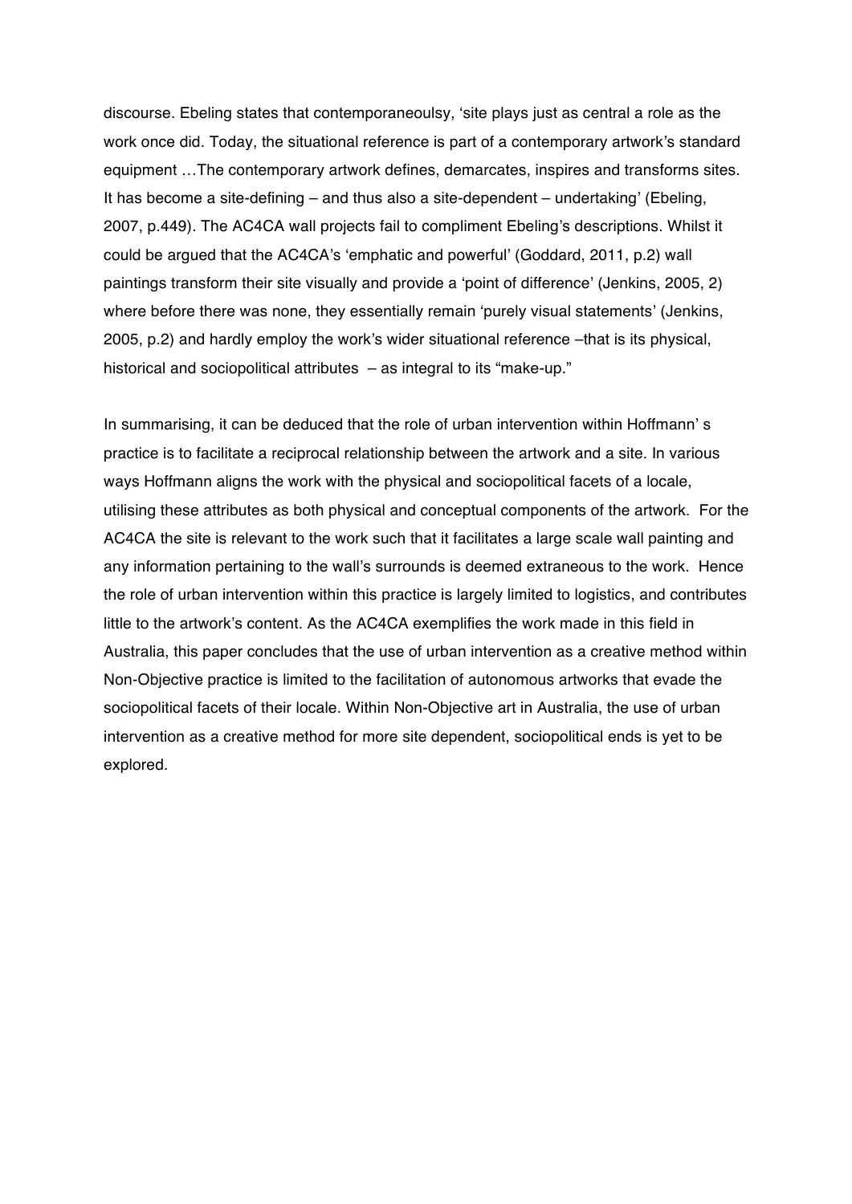discourse. Ebeling states that contemporaneoulsy, 'site plays just as central a role as the work once did. Today, the situational reference is part of a contemporary artwork's standard equipment …The contemporary artwork defines, demarcates, inspires and transforms sites. It has become a site-defining – and thus also a site-dependent – undertaking' (Ebeling, 2007, p.449). The AC4CA wall projects fail to compliment Ebeling's descriptions. Whilst it could be argued that the AC4CA's 'emphatic and powerful' (Goddard, 2011, p.2) wall paintings transform their site visually and provide a 'point of difference' (Jenkins, 2005, 2) where before there was none, they essentially remain 'purely visual statements' (Jenkins, 2005, p.2) and hardly employ the work's wider situational reference –that is its physical, historical and sociopolitical attributes – as integral to its "make-up."

In summarising, it can be deduced that the role of urban intervention within Hoffmann' s practice is to facilitate a reciprocal relationship between the artwork and a site. In various ways Hoffmann aligns the work with the physical and sociopolitical facets of a locale, utilising these attributes as both physical and conceptual components of the artwork. For the AC4CA the site is relevant to the work such that it facilitates a large scale wall painting and any information pertaining to the wall's surrounds is deemed extraneous to the work. Hence the role of urban intervention within this practice is largely limited to logistics, and contributes little to the artwork's content. As the AC4CA exemplifies the work made in this field in Australia, this paper concludes that the use of urban intervention as a creative method within Non-Objective practice is limited to the facilitation of autonomous artworks that evade the sociopolitical facets of their locale. Within Non-Objective art in Australia, the use of urban intervention as a creative method for more site dependent, sociopolitical ends is yet to be explored.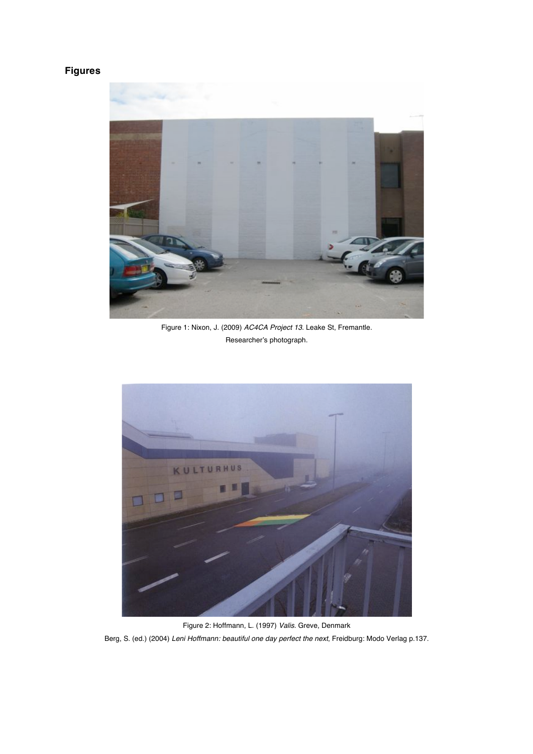## Figures

Figure 1: Nixon, J. (2009) *AC4CA Project 13*. Leake St, Fremantle.
Researcher's photograph.

Figure 2: Hoffmann, L. (1997) *Valis*. Greve, Denmark
Berg, S. (ed.) (2004) *Leni Hoffmann: beautiful one day perfect the next*, Freidburg: Modo Verlag p.137.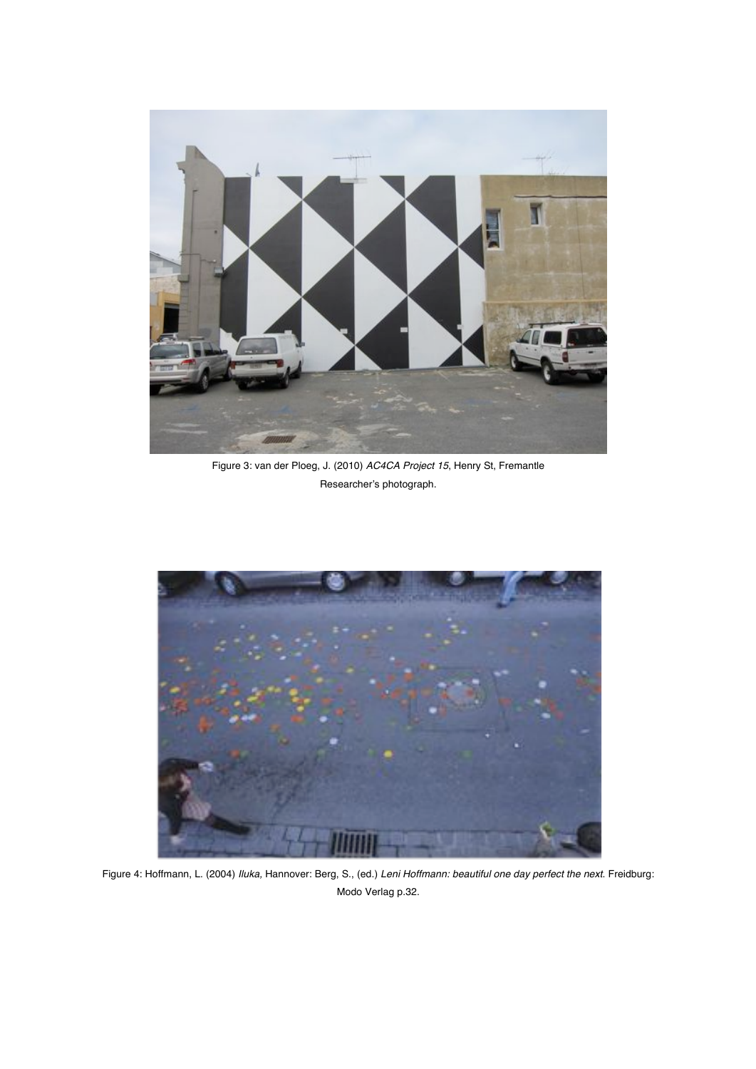Figure 3: van der Ploeg, J. (2010) *AC4CA Project 15*, Henry St, Fremantle
Researcher's photograph.

Figure 4: Hoffmann, L. (2004) *Iluka,* Hannover: Berg, S., (ed.) *Leni Hoffmann: beautiful one day perfect the next.* Freidburg: Modo Verlag p.32.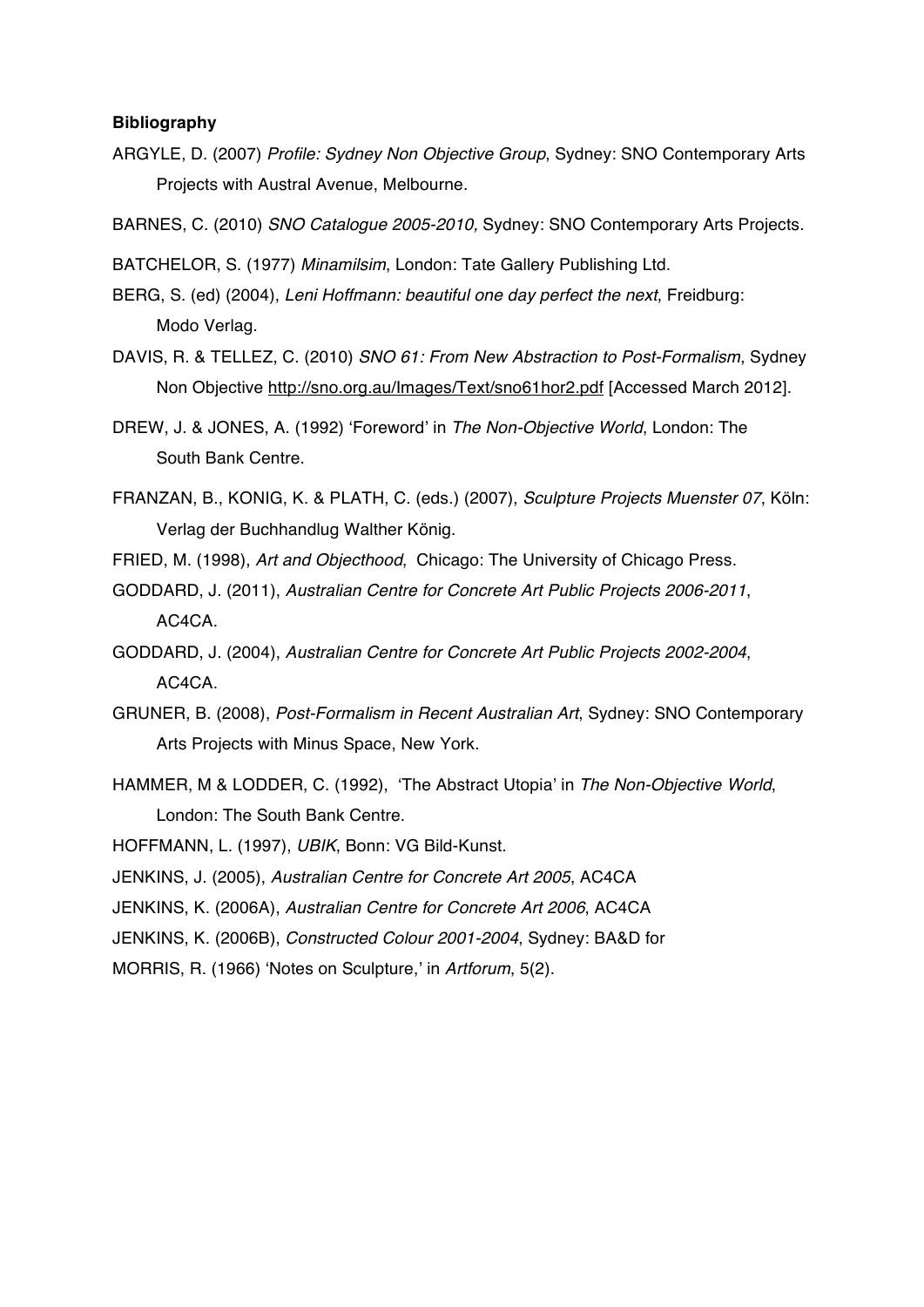**Bibliography**

ARGYLE, D. (2007) *Profile: Sydney Non Objective Group*, Sydney: SNO Contemporary Arts Projects with Austral Avenue, Melbourne.

BARNES, C. (2010) *SNO Catalogue 2005-2010,* Sydney: SNO Contemporary Arts Projects.

BATCHELOR, S. (1977) *Minamilsim*, London: Tate Gallery Publishing Ltd.

BERG, S. (ed) (2004), *Leni Hoffmann: beautiful one day perfect the next*, Freidburg: Modo Verlag.

DAVIS, R. & TELLEZ, C. (2010) *SNO 61: From New Abstraction to Post-Formalism*, Sydney Non Objective http://sno.org.au/Images/Text/sno61hor2.pdf [Accessed March 2012].

DREW, J. & JONES, A. (1992) 'Foreword' in *The Non-Objective World*, London: The South Bank Centre.

FRANZAN, B., KONIG, K. & PLATH, C. (eds.) (2007), *Sculpture Projects Muenster 07*, Köln: Verlag der Buchhandlug Walther König.

FRIED, M. (1998), *Art and Objecthood*, Chicago: The University of Chicago Press.

GODDARD, J. (2011), *Australian Centre for Concrete Art Public Projects 2006-2011*, AC4CA.

GODDARD, J. (2004), *Australian Centre for Concrete Art Public Projects 2002-2004*, AC4CA.

GRUNER, B. (2008), *Post-Formalism in Recent Australian Art*, Sydney: SNO Contemporary Arts Projects with Minus Space, New York.

HAMMER, M & LODDER, C. (1992), 'The Abstract Utopia' in *The Non-Objective World*, London: The South Bank Centre.

HOFFMANN, L. (1997), *UBIK*, Bonn: VG Bild-Kunst.

JENKINS, J. (2005), *Australian Centre for Concrete Art 2005*, AC4CA

JENKINS, K. (2006A), *Australian Centre for Concrete Art 2006*, AC4CA

JENKINS, K. (2006B), *Constructed Colour 2001-2004*, Sydney: BA&D for

MORRIS, R. (1966) 'Notes on Sculpture,' in *Artforum*, 5(2).